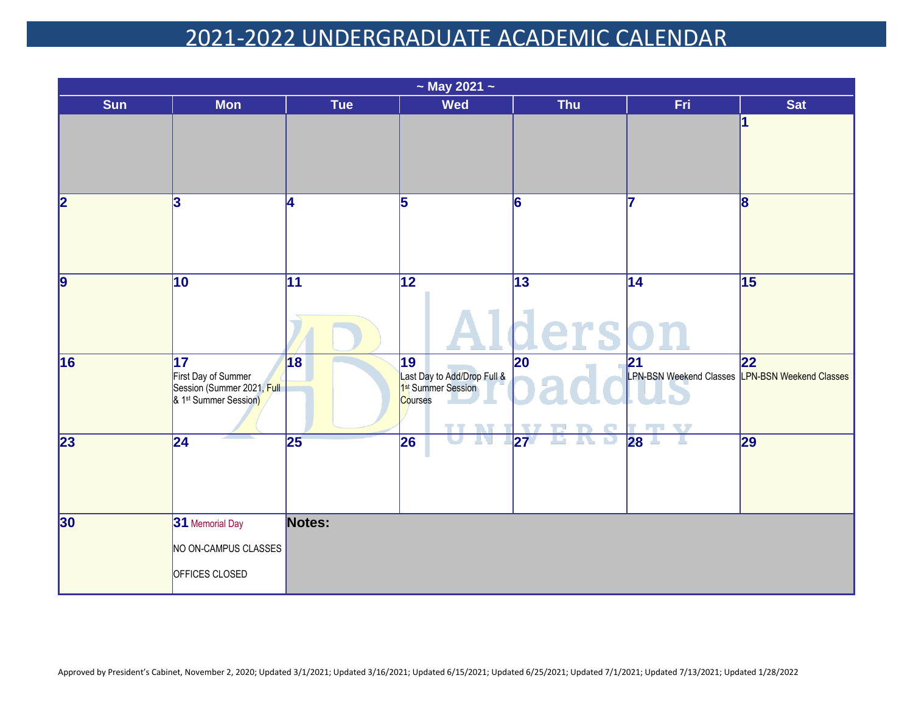# 2021-2022 UNDERGRADUATE ACADEMIC CALENDAR

| ~ May 2021 ~ | | | | | | |
|---|---|---|---|---|---|---|
| **Sun** | **Mon** | **Tue** | **Wed** | **Thu** | **Fri** | **Sat** |
| | | | | | | 1 |
| 2 | 3 | 4 | 5 | 6 | 7 | 8 |
| 9 | 10 | 11 | 12 | 13 | 14 | 15 |
| 16 | 17 First Day of Summer Session (Summer 2021, Full & 1st Summer Session) | 18 | 19 Last Day to Add/Drop Full & 1st Summer Session Courses | 20 | 21 LPN-BSN Weekend Classes | 22 LPN-BSN Weekend Classes |
| 23 | 24 | 25 | 26 | 27 | 28 | 29 |
| 30 | 31 Memorial Day NO ON-CAMPUS CLASSES OFFICES CLOSED | **Notes:** | | | | |

Approved by President's Cabinet, November 2, 2020; Updated 3/1/2021; Updated 3/16/2021; Updated 6/15/2021; Updated 6/25/2021; Updated 7/1/2021; Updated 7/13/2021; Updated 1/28/2022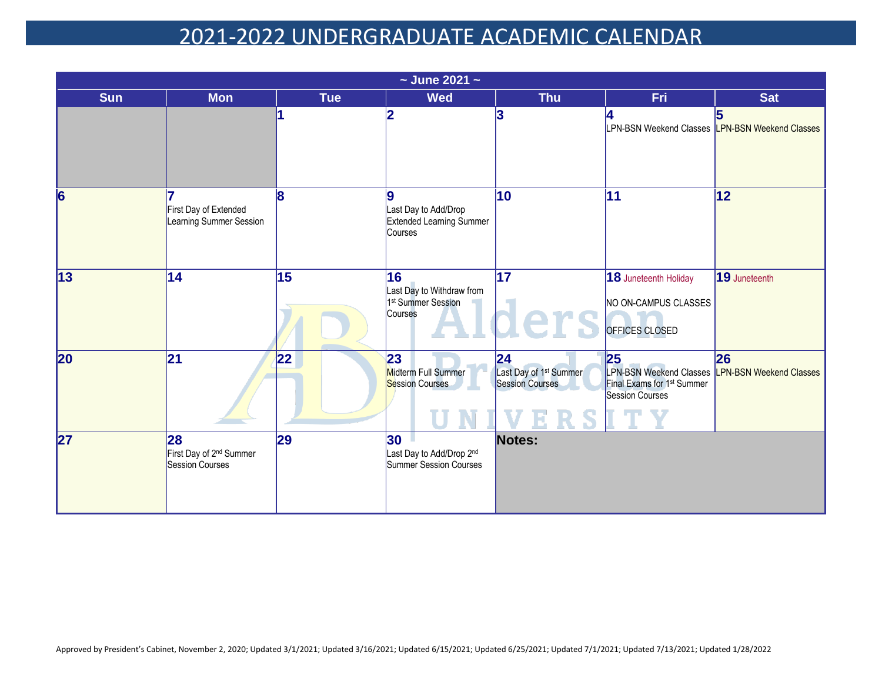# 2021-2022 UNDERGRADUATE ACADEMIC CALENDAR

| ~ June 2021 ~ | | | | | | |
|---|---|---|---|---|---|---|
| **Sun** | **Mon** | **Tue** | **Wed** | **Thu** | **Fri** | **Sat** |
| | | **1** | **2** | **3** | **4** LPN-BSN Weekend Classes | **5** LPN-BSN Weekend Classes |
| **6** | **7** First Day of Extended Learning Summer Session | **8** | **9** Last Day to Add/Drop Extended Learning Summer Courses | **10** | **11** | **12** |
| **13** | **14** | **15** | **16** Last Day to Withdraw from 1st Summer Session Courses | **17** | **18** Juneteenth Holiday NO ON-CAMPUS CLASSES OFFICES CLOSED | **19** Juneteenth |
| **20** | **21** | **22** | **23** Midterm Full Summer Session Courses | **24** Last Day of 1st Summer Session Courses | **25** LPN-BSN Weekend Classes Final Exams for 1st Summer Session Courses | **26** LPN-BSN Weekend Classes |
| **27** | **28** First Day of 2nd Summer Session Courses | **29** | **30** Last Day to Add/Drop 2nd Summer Session Courses | **Notes:** | | |

Approved by President's Cabinet, November 2, 2020; Updated 3/1/2021; Updated 3/16/2021; Updated 6/15/2021; Updated 6/25/2021; Updated 7/1/2021; Updated 7/13/2021; Updated 1/28/2022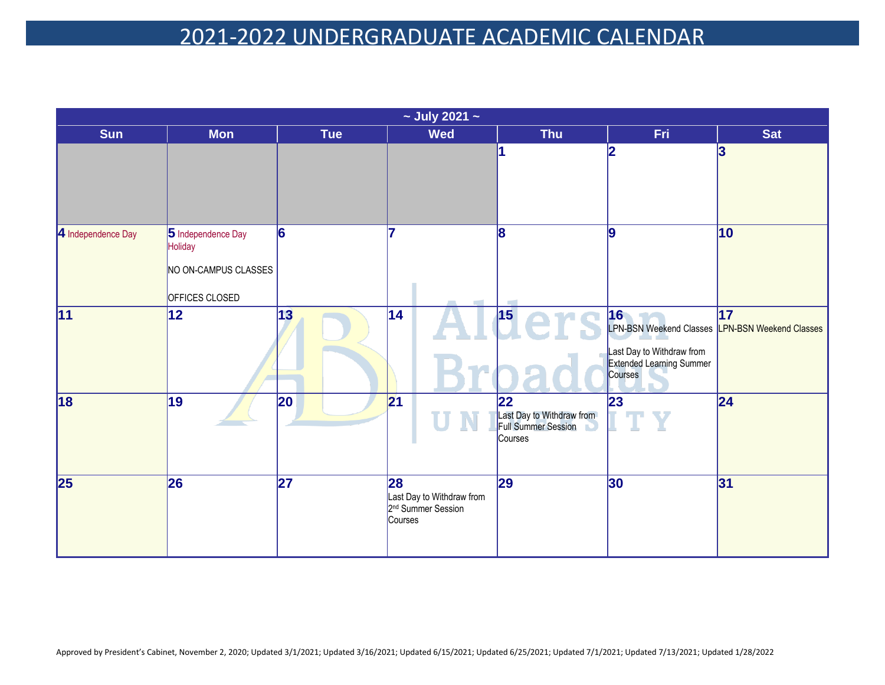# 2021-2022 UNDERGRADUATE ACADEMIC CALENDAR

## ~ July 2021 ~

| Sun | Mon | Tue | Wed | Thu | Fri | Sat |
|---|---|---|---|---|---|---|
| | | | | 1 | 2 | 3 |
| 4 Independence Day | 5 Independence Day Holiday<br><br>NO ON-CAMPUS CLASSES<br><br>OFFICES CLOSED | 6 | 7 | 8 | 9 | 10 |
| 11 | 12 | 13 | 14 | 15 | 16<br>LPN-BSN Weekend Classes<br><br>Last Day to Withdraw from Extended Learning Summer Courses | 17<br>LPN-BSN Weekend Classes |
| 18 | 19 | 20 | 21 | 22<br>Last Day to Withdraw from Full Summer Session Courses | 23 | 24 |
| 25 | 26 | 27 | 28<br>Last Day to Withdraw from 2nd Summer Session Courses | 29 | 30 | 31 |

Approved by President's Cabinet, November 2, 2020; Updated 3/1/2021; Updated 3/16/2021; Updated 6/15/2021; Updated 6/25/2021; Updated 7/1/2021; Updated 7/13/2021; Updated 1/28/2022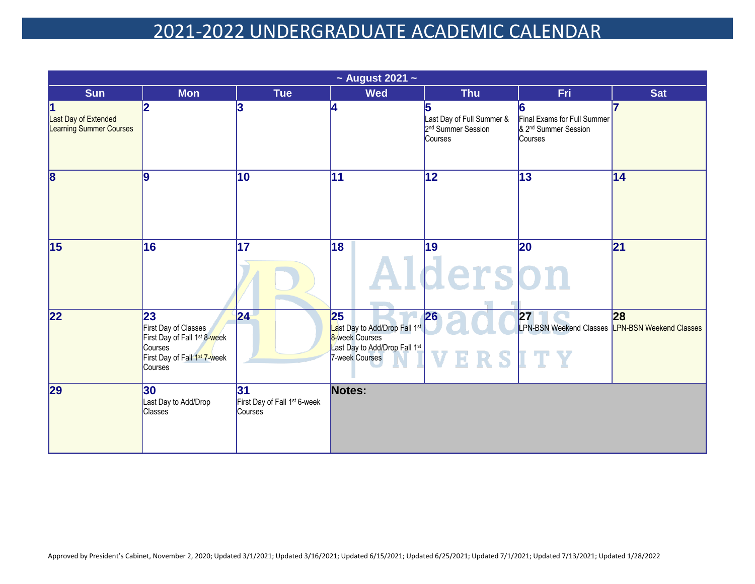# 2021-2022 UNDERGRADUATE ACADEMIC CALENDAR

| ~ August 2021 ~ | | | | | | |
|---|---|---|---|---|---|---|
| **Sun** | **Mon** | **Tue** | **Wed** | **Thu** | **Fri** | **Sat** |
| **1** Last Day of Extended Learning Summer Courses | **2** | **3** | **4** | **5** Last Day of Full Summer & 2nd Summer Session Courses | **6** Final Exams for Full Summer & 2nd Summer Session Courses | **7** |
| **8** | **9** | **10** | **11** | **12** | **13** | **14** |
| **15** | **16** | **17** | **18** | **19** | **20** | **21** |
| **22** | **23** First Day of Classes<br>First Day of Fall 1st 8-week Courses<br>First Day of Fall 1st 7-week Courses | **24** | **25** Last Day to Add/Drop Fall 1st 8-week Courses<br>Last Day to Add/Drop Fall 1st 7-week Courses | **26** | **27** LPN-BSN Weekend Classes | **28** LPN-BSN Weekend Classes |
| **29** | **30** Last Day to Add/Drop Classes | **31** First Day of Fall 1st 6-week Courses | **Notes:** | | | |

Approved by President's Cabinet, November 2, 2020; Updated 3/1/2021; Updated 3/16/2021; Updated 6/15/2021; Updated 6/25/2021; Updated 7/1/2021; Updated 7/13/2021; Updated 1/28/2022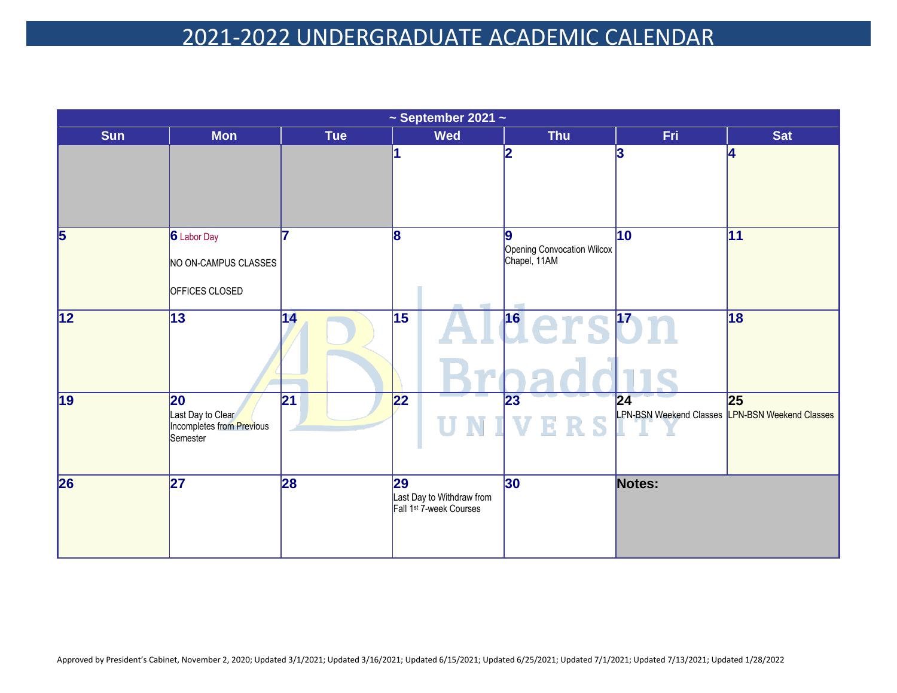# 2021-2022 UNDERGRADUATE ACADEMIC CALENDAR

| ~ September 2021 ~ | | | | | | |
|---|---|---|---|---|---|---|
| **Sun** | **Mon** | **Tue** | **Wed** | **Thu** | **Fri** | **Sat** |
| | | | **1** | **2** | **3** | **4** |
| **5** | **6** Labor Day<br><br>NO ON-CAMPUS CLASSES<br><br>OFFICES CLOSED | **7** | **8** | **9**<br>Opening Convocation Wilcox Chapel, 11AM | **10** | **11** |
| **12** | **13** | **14** | **15** | **16** | **17** | **18** |
| **19** | **20**<br>Last Day to Clear Incompletes from Previous Semester | **21** | **22** | **23** | **24**<br>LPN-BSN Weekend Classes | **25**<br>LPN-BSN Weekend Classes |
| **26** | **27** | **28** | **29**<br>Last Day to Withdraw from Fall 1st 7-week Courses | **30** | **Notes:** | |

Approved by President's Cabinet, November 2, 2020; Updated 3/1/2021; Updated 3/16/2021; Updated 6/15/2021; Updated 6/25/2021; Updated 7/1/2021; Updated 7/13/2021; Updated 1/28/2022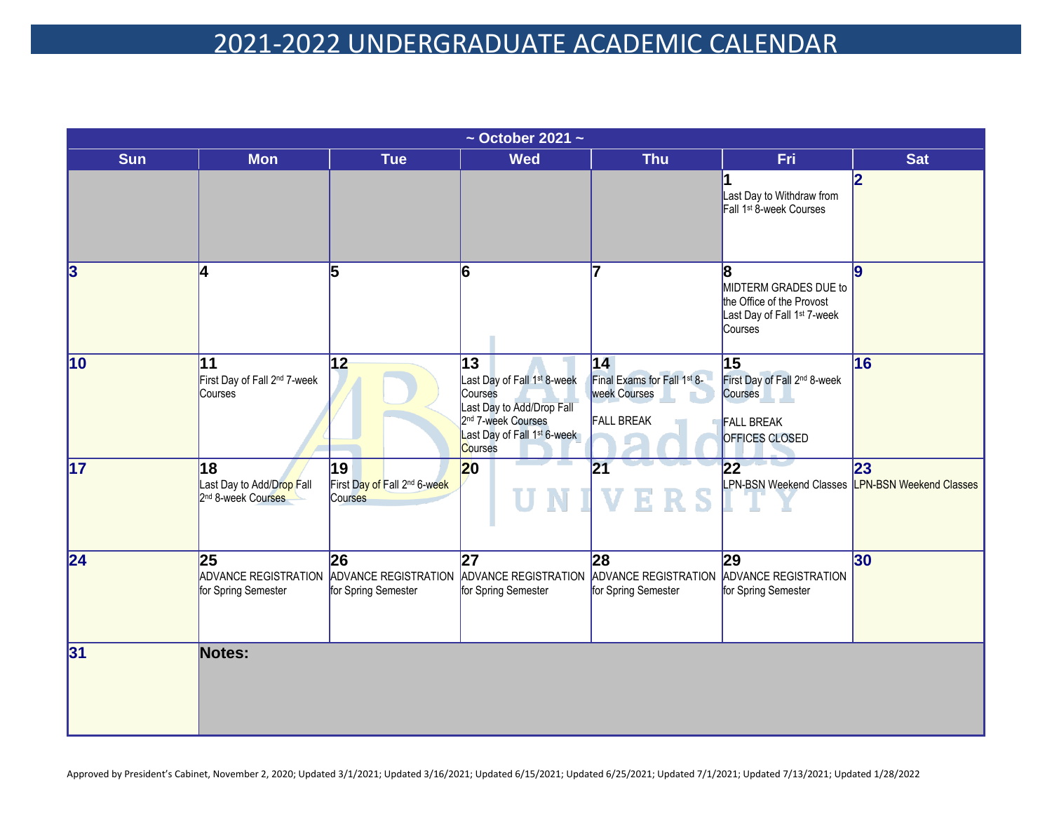# 2021-2022 UNDERGRADUATE ACADEMIC CALENDAR

| ~ October 2021 ~ | | | | | | |
|---|---|---|---|---|---|---|
| **Sun** | **Mon** | **Tue** | **Wed** | **Thu** | **Fri** | **Sat** |
| | | | | | **1** Last Day to Withdraw from Fall 1st 8-week Courses | **2** |
| **3** | **4** | **5** | **6** | **7** | **8** MIDTERM GRADES DUE to the Office of the Provost Last Day of Fall 1st 7-week Courses | **9** |
| **10** | **11** First Day of Fall 2nd 7-week Courses | **12** | **13** Last Day of Fall 1st 8-week Courses Last Day to Add/Drop Fall 2nd 7-week Courses Last Day of Fall 1st 6-week Courses | **14** Final Exams for Fall 1st 8-week Courses FALL BREAK | **15** First Day of Fall 2nd 8-week Courses FALL BREAK OFFICES CLOSED | **16** |
| **17** | **18** Last Day to Add/Drop Fall 2nd 8-week Courses | **19** First Day of Fall 2nd 6-week Courses | **20** | **21** | **22** LPN-BSN Weekend Classes | **23** LPN-BSN Weekend Classes |
| **24** | **25** ADVANCE REGISTRATION for Spring Semester | **26** ADVANCE REGISTRATION for Spring Semester | **27** ADVANCE REGISTRATION for Spring Semester | **28** ADVANCE REGISTRATION for Spring Semester | **29** ADVANCE REGISTRATION for Spring Semester | **30** |
| **31** | **Notes:** | | | | | |

Approved by President's Cabinet, November 2, 2020; Updated 3/1/2021; Updated 3/16/2021; Updated 6/15/2021; Updated 6/25/2021; Updated 7/1/2021; Updated 7/13/2021; Updated 1/28/2022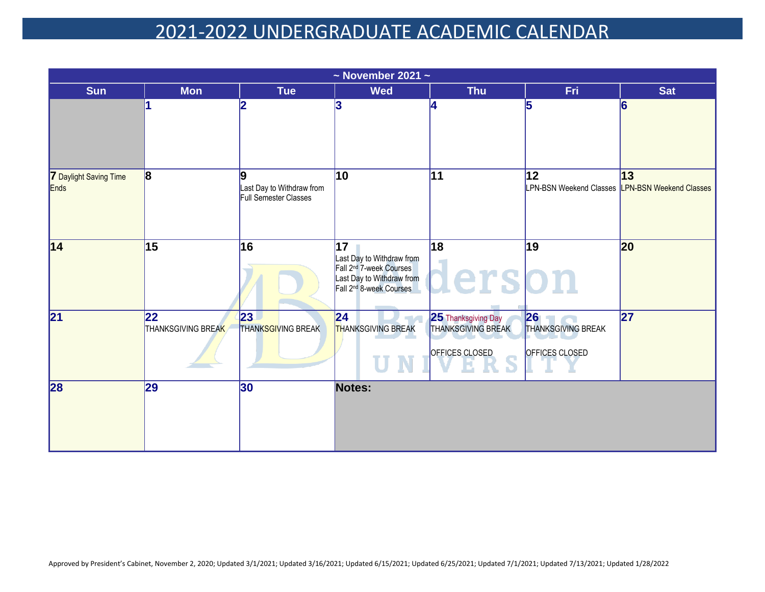# 2021-2022 UNDERGRADUATE ACADEMIC CALENDAR

| ~ November 2021 ~ | | | | | | |
|---|---|---|---|---|---|---|
| **Sun** | **Mon** | **Tue** | **Wed** | **Thu** | **Fri** | **Sat** |
| | **1** | **2** | **3** | **4** | **5** | **6** |
| **7** Daylight Saving Time Ends | **8** | **9** Last Day to Withdraw from Full Semester Classes | **10** | **11** | **12** LPN-BSN Weekend Classes | **13** LPN-BSN Weekend Classes |
| **14** | **15** | **16** | **17** Last Day to Withdraw from Fall 2nd 7-week Courses Last Day to Withdraw from Fall 2nd 8-week Courses | **18** | **19** | **20** |
| **21** | **22** THANKSGIVING BREAK | **23** THANKSGIVING BREAK | **24** THANKSGIVING BREAK | **25** Thanksgiving Day THANKSGIVING BREAK OFFICES CLOSED | **26** THANKSGIVING BREAK OFFICES CLOSED | **27** |
| **28** | **29** | **30** | **Notes:** | | | |

Approved by President's Cabinet, November 2, 2020; Updated 3/1/2021; Updated 3/16/2021; Updated 6/15/2021; Updated 6/25/2021; Updated 7/1/2021; Updated 7/13/2021; Updated 1/28/2022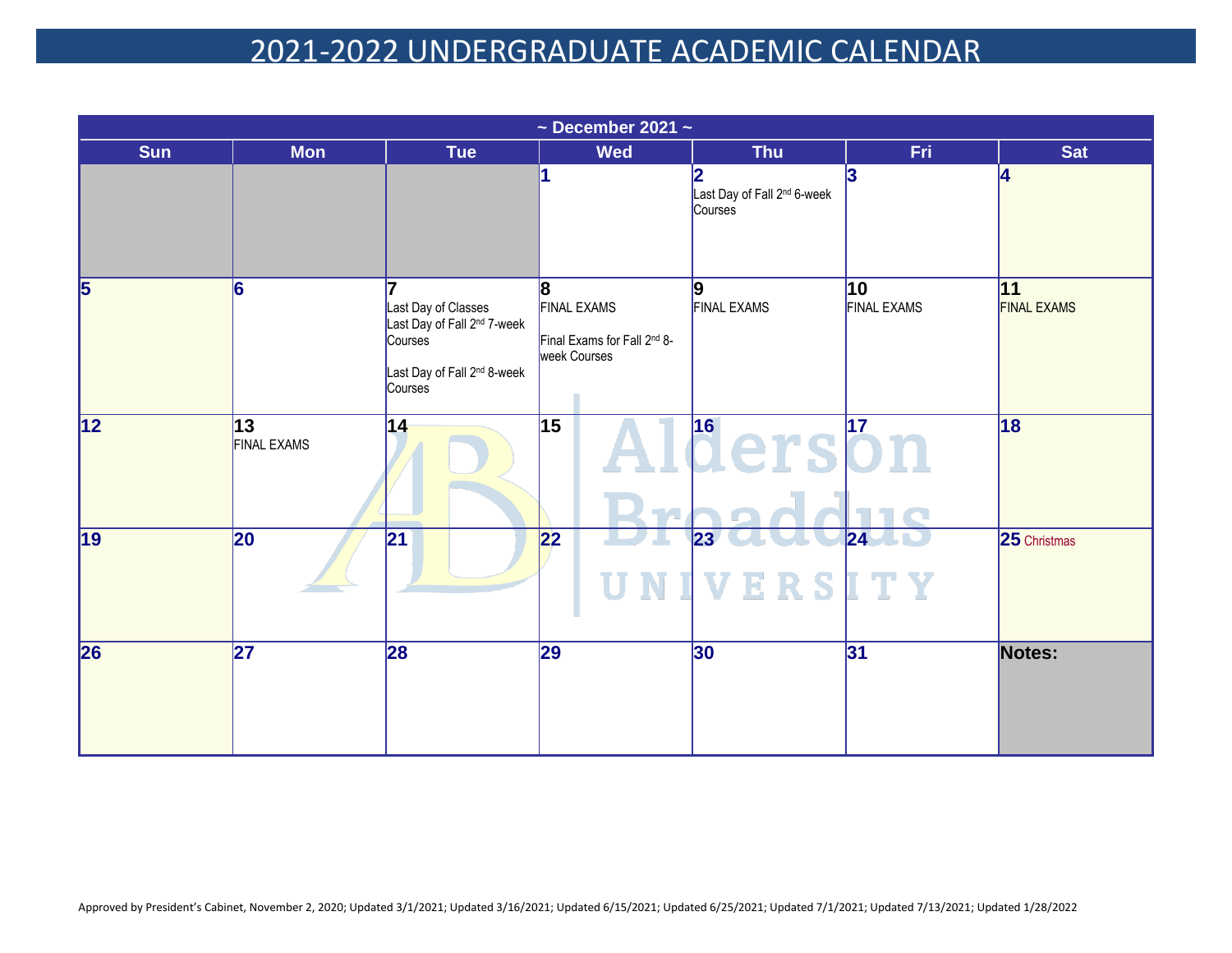# 2021-2022 UNDERGRADUATE ACADEMIC CALENDAR

| ~ December 2021 ~ | | | | | | |
|---|---|---|---|---|---|---|
| **Sun** | **Mon** | **Tue** | **Wed** | **Thu** | **Fri** | **Sat** |
| | | | **1** | **2** Last Day of Fall 2nd 6-week Courses | **3** | **4** |
| **5** | **6** | **7** Last Day of Classes<br>Last Day of Fall 2nd 7-week Courses<br><br>Last Day of Fall 2nd 8-week Courses | **8** FINAL EXAMS<br><br>Final Exams for Fall 2nd 8-week Courses | **9** FINAL EXAMS | **10** FINAL EXAMS | **11** FINAL EXAMS |
| **12** | **13** FINAL EXAMS | **14** | **15** | **16** | **17** | **18** |
| **19** | **20** | **21** | **22** | **23** | **24** | **25** Christmas |
| **26** | **27** | **28** | **29** | **30** | **31** | **Notes:** |

Approved by President's Cabinet, November 2, 2020; Updated 3/1/2021; Updated 3/16/2021; Updated 6/15/2021; Updated 6/25/2021; Updated 7/1/2021; Updated 7/13/2021; Updated 1/28/2022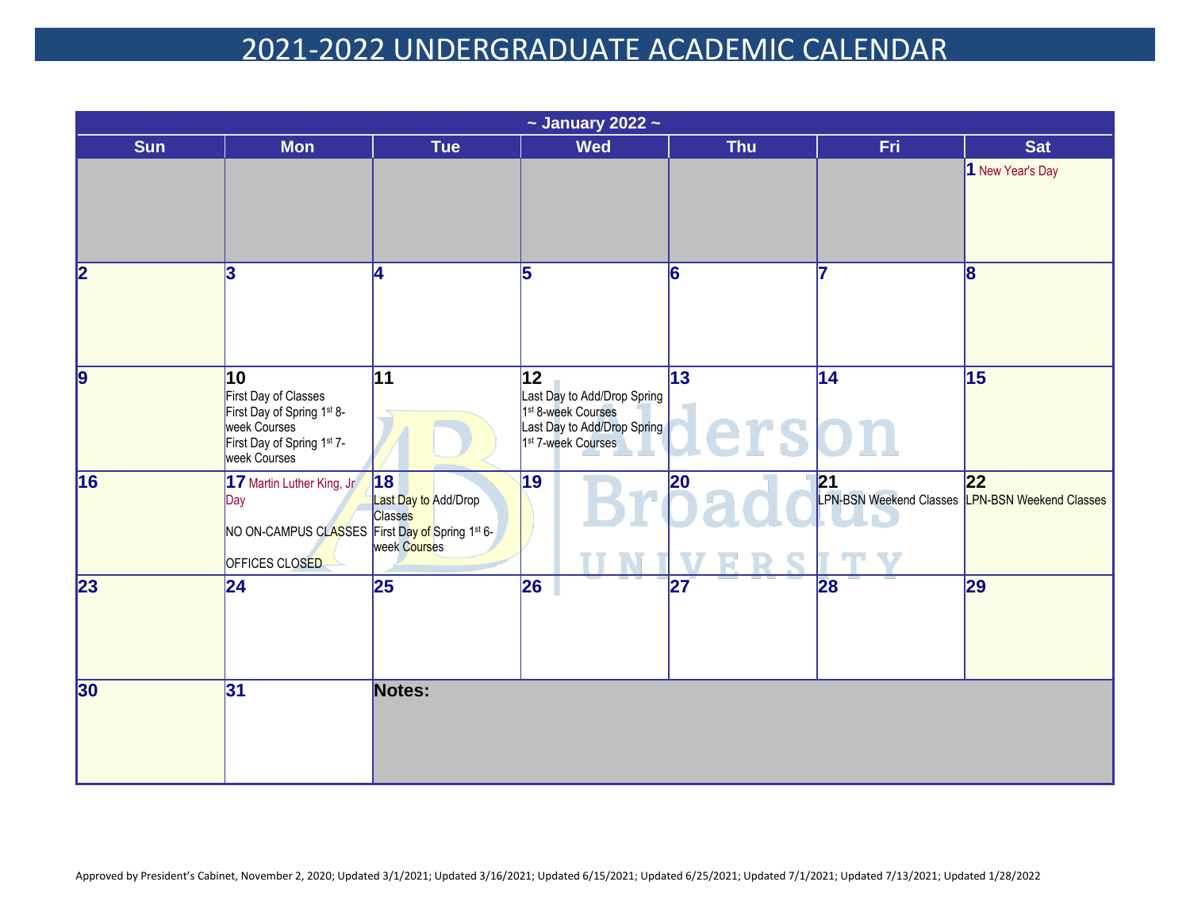# 2021-2022 UNDERGRADUATE ACADEMIC CALENDAR

| ~ January 2022 ~ | | | | | | |
|---|---|---|---|---|---|---|
| **Sun** | **Mon** | **Tue** | **Wed** | **Thu** | **Fri** | **Sat** |
| | | | | | | **1** New Year's Day |
| **2** | **3** | **4** | **5** | **6** | **7** | **8** |
| **9** | **10** First Day of Classes; First Day of Spring 1st 8-week Courses; First Day of Spring 1st 7-week Courses | **11** | **12** Last Day to Add/Drop Spring 1st 8-week Courses; Last Day to Add/Drop Spring 1st 7-week Courses | **13** | **14** | **15** |
| **16** | **17** Martin Luther King, Jr Day; NO ON-CAMPUS CLASSES; OFFICES CLOSED | **18** Last Day to Add/Drop Classes; First Day of Spring 1st 6-week Courses | **19** | **20** | **21** LPN-BSN Weekend Classes | **22** LPN-BSN Weekend Classes |
| **23** | **24** | **25** | **26** | **27** | **28** | **29** |
| **30** | **31** | **Notes:** | | | | |

Approved by President's Cabinet, November 2, 2020; Updated 3/1/2021; Updated 3/16/2021; Updated 6/15/2021; Updated 6/25/2021; Updated 7/1/2021; Updated 7/13/2021; Updated 1/28/2022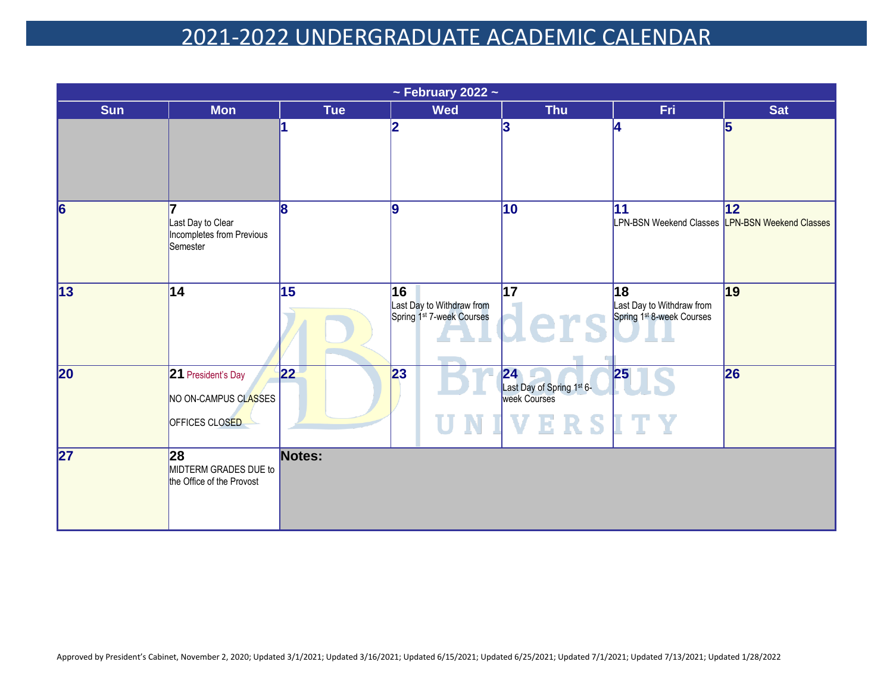# 2021-2022 UNDERGRADUATE ACADEMIC CALENDAR

| ~ February 2022 ~ | | | | | | |
|---|---|---|---|---|---|---|
| **Sun** | **Mon** | **Tue** | **Wed** | **Thu** | **Fri** | **Sat** |
| | | **1** | **2** | **3** | **4** | **5** |
| **6** | **7** Last Day to Clear Incompletes from Previous Semester | **8** | **9** | **10** | **11** LPN-BSN Weekend Classes | **12** LPN-BSN Weekend Classes |
| **13** | **14** | **15** | **16** Last Day to Withdraw from Spring 1st 7-week Courses | **17** | **18** Last Day to Withdraw from Spring 1st 8-week Courses | **19** |
| **20** | **21** President's Day NO ON-CAMPUS CLASSES OFFICES CLOSED | **22** | **23** | **24** Last Day of Spring 1st 6-week Courses | **25** | **26** |
| **27** | **28** MIDTERM GRADES DUE to the Office of the Provost | **Notes:** | | | | |

Approved by President's Cabinet, November 2, 2020; Updated 3/1/2021; Updated 3/16/2021; Updated 6/15/2021; Updated 6/25/2021; Updated 7/1/2021; Updated 7/13/2021; Updated 1/28/2022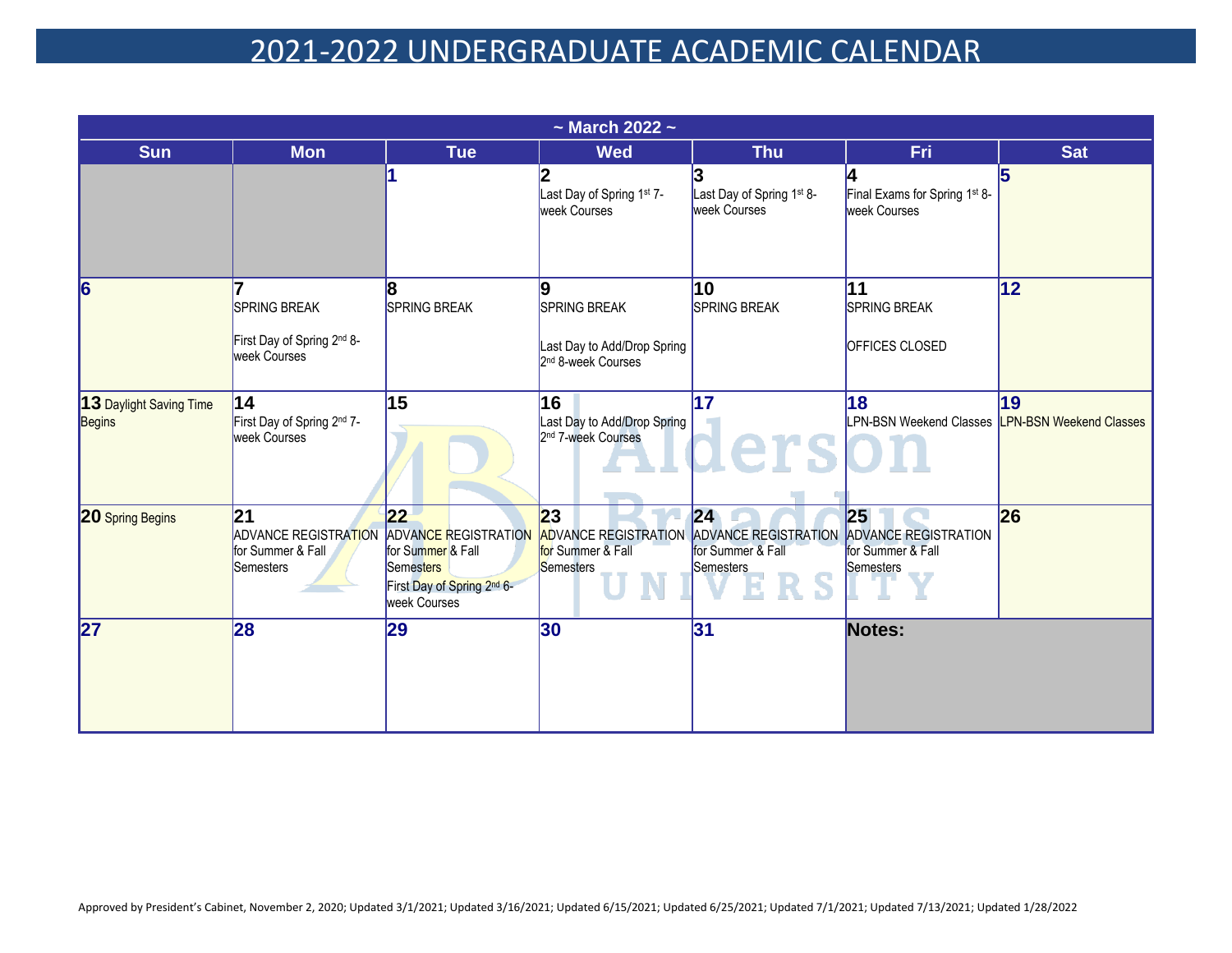# 2021-2022 UNDERGRADUATE ACADEMIC CALENDAR

| ~ March 2022 ~ | | | | | | |
|---|---|---|---|---|---|---|
| **Sun** | **Mon** | **Tue** | **Wed** | **Thu** | **Fri** | **Sat** |
| | | **1** | **2** Last Day of Spring 1st 7-week Courses | **3** Last Day of Spring 1st 8-week Courses | **4** Final Exams for Spring 1st 8-week Courses | **5** |
| **6** | **7** SPRING BREAK<br>First Day of Spring 2nd 8-week Courses | **8** SPRING BREAK | **9** SPRING BREAK<br>Last Day to Add/Drop Spring 2nd 8-week Courses | **10** SPRING BREAK | **11** SPRING BREAK<br>OFFICES CLOSED | **12** |
| **13** Daylight Saving Time Begins | **14** First Day of Spring 2nd 7-week Courses | **15** | **16** Last Day to Add/Drop Spring 2nd 7-week Courses | **17** | **18** LPN-BSN Weekend Classes | **19** LPN-BSN Weekend Classes |
| **20** Spring Begins | **21** ADVANCE REGISTRATION for Summer & Fall Semesters | **22** ADVANCE REGISTRATION for Summer & Fall Semesters<br>First Day of Spring 2nd 6-week Courses | **23** ADVANCE REGISTRATION for Summer & Fall Semesters | **24** ADVANCE REGISTRATION for Summer & Fall Semesters | **25** ADVANCE REGISTRATION for Summer & Fall Semesters | **26** |
| **27** | **28** | **29** | **30** | **31** | **Notes:** | |

Approved by President's Cabinet, November 2, 2020; Updated 3/1/2021; Updated 3/16/2021; Updated 6/15/2021; Updated 6/25/2021; Updated 7/1/2021; Updated 7/13/2021; Updated 1/28/2022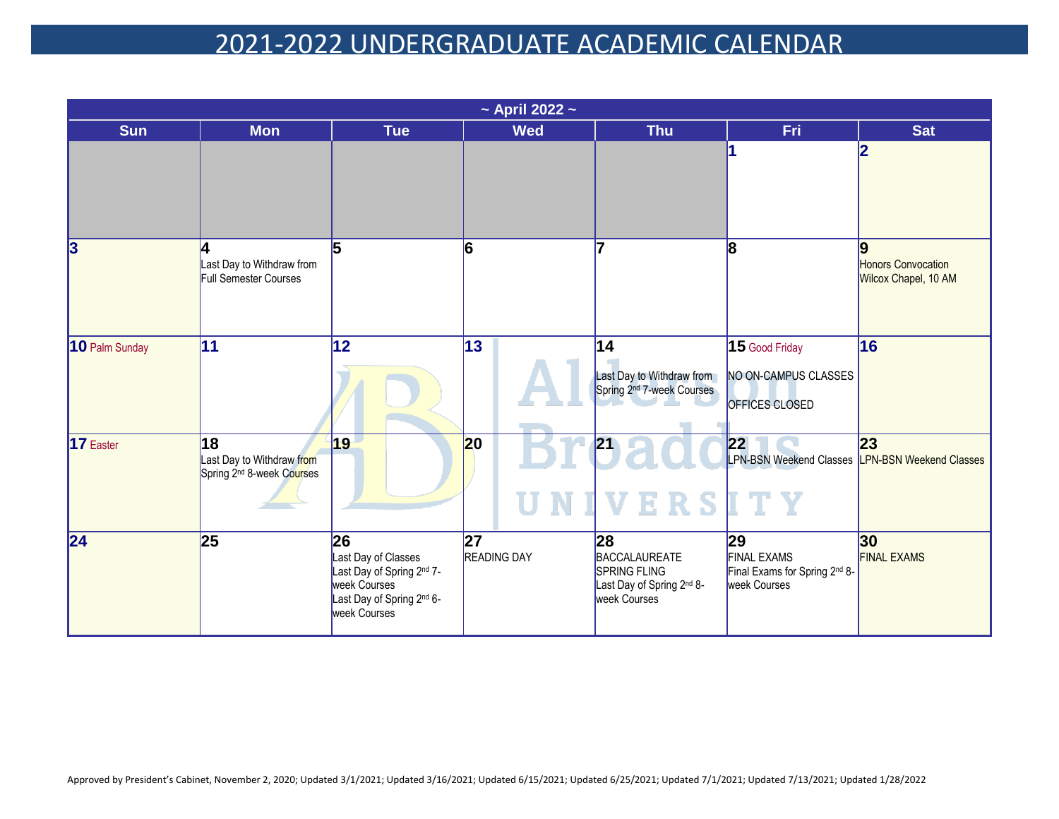# 2021-2022 UNDERGRADUATE ACADEMIC CALENDAR

## ~ April 2022 ~

| Sun | Mon | Tue | Wed | Thu | Fri | Sat |
|---|---|---|---|---|---|---|
| | | | | | 1 | 2 |
| 3 | 4<br>Last Day to Withdraw from Full Semester Courses | 5 | 6 | 7 | 8 | 9<br>Honors Convocation Wilcox Chapel, 10 AM |
| 10 Palm Sunday | 11 | 12 | 13 | 14<br>Last Day to Withdraw from Spring 2nd 7-week Courses | 15 Good Friday<br>NO ON-CAMPUS CLASSES<br>OFFICES CLOSED | 16 |
| 17 Easter | 18<br>Last Day to Withdraw from Spring 2nd 8-week Courses | 19 | 20 | 21 | 22<br>LPN-BSN Weekend Classes | 23<br>LPN-BSN Weekend Classes |
| 24 | 25 | 26<br>Last Day of Classes<br>Last Day of Spring 2nd 7-week Courses<br>Last Day of Spring 2nd 6-week Courses | 27<br>READING DAY | 28<br>BACCALAUREATE<br>SPRING FLING<br>Last Day of Spring 2nd 8-week Courses | 29<br>FINAL EXAMS<br>Final Exams for Spring 2nd 8-week Courses | 30<br>FINAL EXAMS |

Approved by President's Cabinet, November 2, 2020; Updated 3/1/2021; Updated 3/16/2021; Updated 6/15/2021; Updated 6/25/2021; Updated 7/1/2021; Updated 7/13/2021; Updated 1/28/2022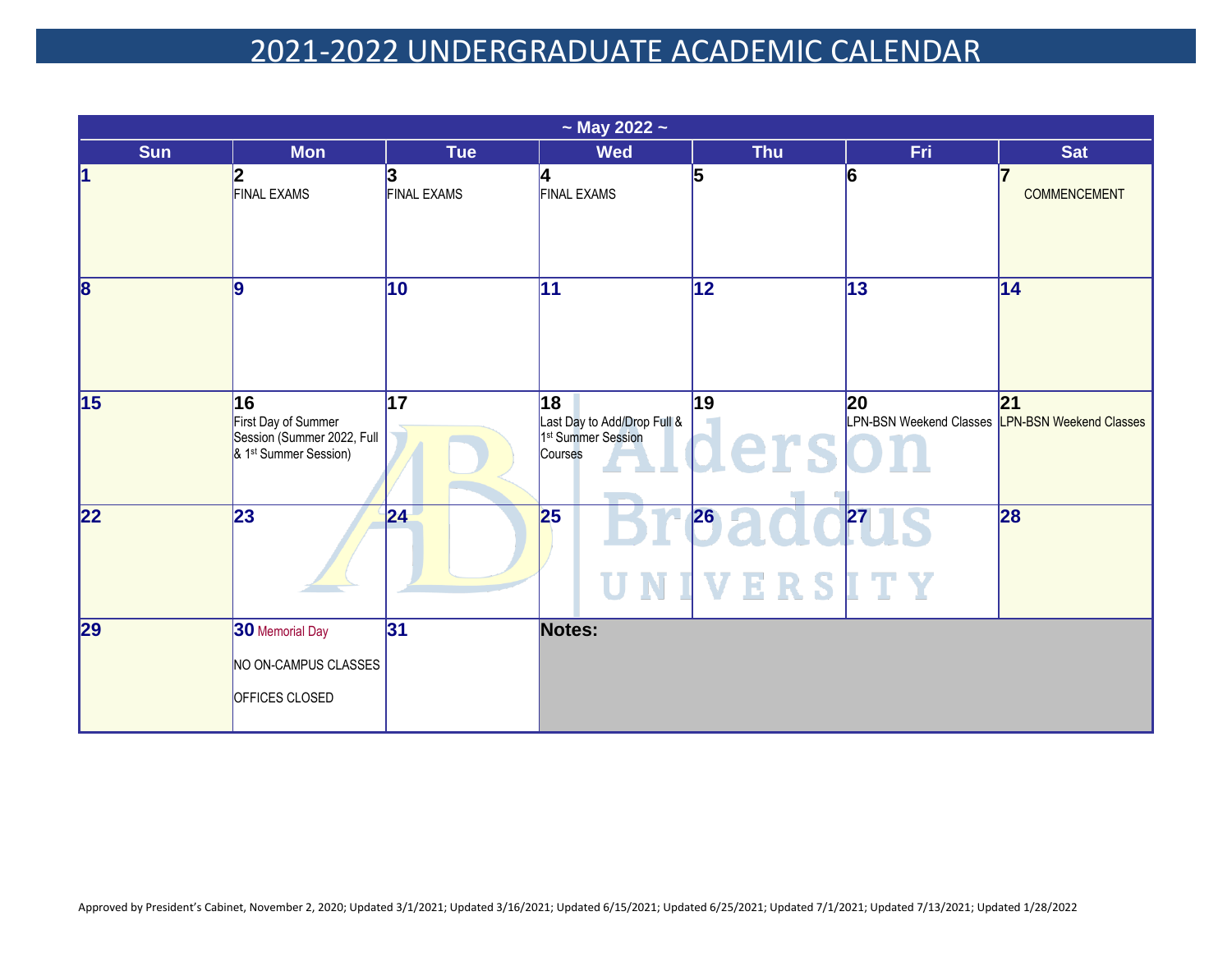# 2021-2022 UNDERGRADUATE ACADEMIC CALENDAR

| ~ May 2022 ~ | | | | | | |
|---|---|---|---|---|---|---|
| **Sun** | **Mon** | **Tue** | **Wed** | **Thu** | **Fri** | **Sat** |
| **1** | **2** FINAL EXAMS | **3** FINAL EXAMS | **4** FINAL EXAMS | **5** | **6** | **7** COMMENCEMENT |
| **8** | **9** | **10** | **11** | **12** | **13** | **14** |
| **15** | **16** First Day of Summer Session (Summer 2022, Full & 1st Summer Session) | **17** | **18** Last Day to Add/Drop Full & 1st Summer Session Courses | **19** | **20** LPN-BSN Weekend Classes | **21** LPN-BSN Weekend Classes |
| **22** | **23** | **24** | **25** | **26** | **27** | **28** |
| **29** | **30** Memorial Day NO ON-CAMPUS CLASSES OFFICES CLOSED | **31** | **Notes:** | | | |

Approved by President's Cabinet, November 2, 2020; Updated 3/1/2021; Updated 3/16/2021; Updated 6/15/2021; Updated 6/25/2021; Updated 7/1/2021; Updated 7/13/2021; Updated 1/28/2022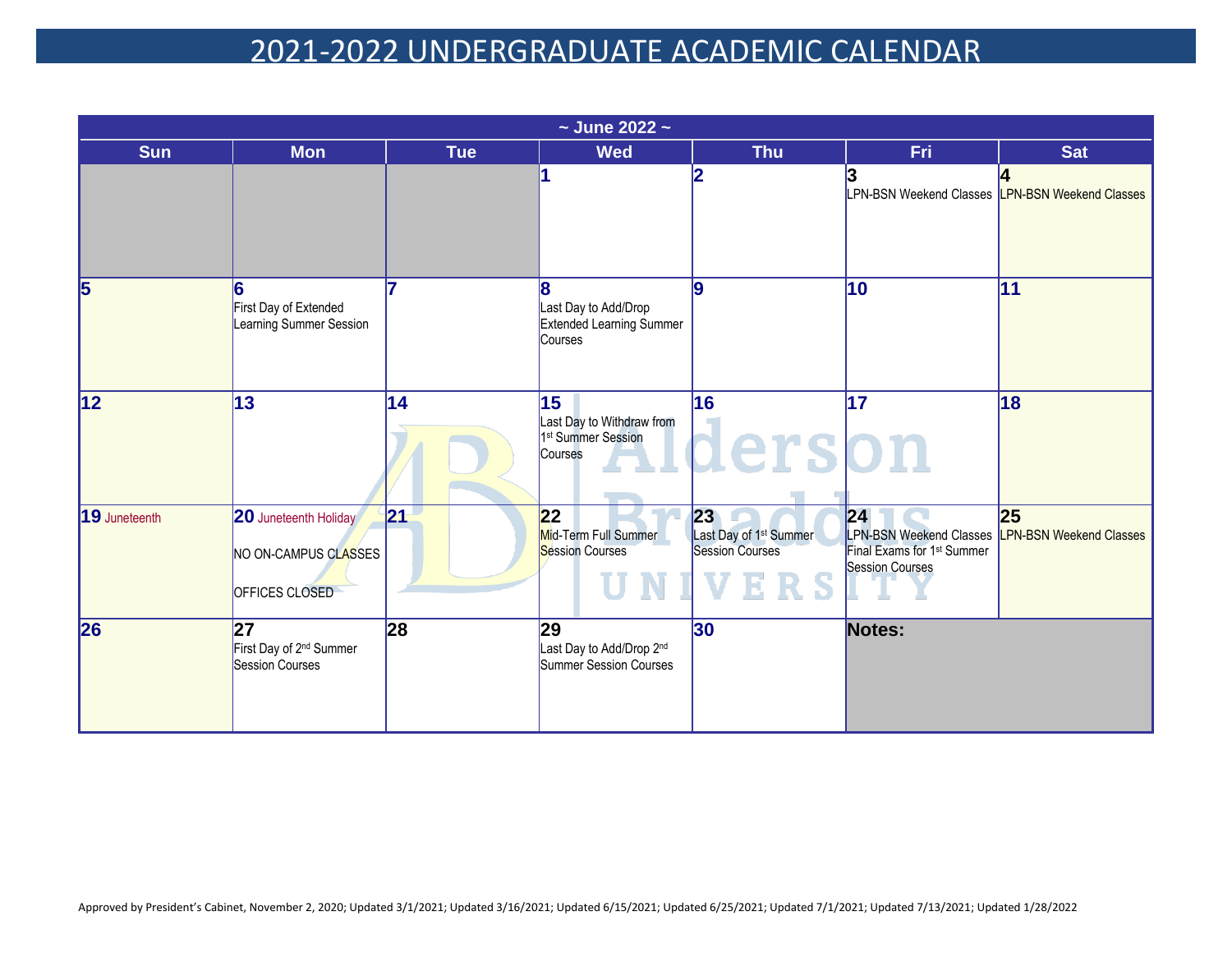# 2021-2022 UNDERGRADUATE ACADEMIC CALENDAR

| ~ June 2022 ~ | | | | | | |
|---|---|---|---|---|---|---|
| **Sun** | **Mon** | **Tue** | **Wed** | **Thu** | **Fri** | **Sat** |
| | | | **1** | **2** | **3** LPN-BSN Weekend Classes | **4** LPN-BSN Weekend Classes |
| **5** | **6** First Day of Extended Learning Summer Session | **7** | **8** Last Day to Add/Drop Extended Learning Summer Courses | **9** | **10** | **11** |
| **12** | **13** | **14** | **15** Last Day to Withdraw from 1st Summer Session Courses | **16** | **17** | **18** |
| **19** Juneteenth | **20** Juneteenth Holiday<br>NO ON-CAMPUS CLASSES<br>OFFICES CLOSED | **21** | **22** Mid-Term Full Summer Session Courses | **23** Last Day of 1st Summer Session Courses | **24** LPN-BSN Weekend Classes<br>Final Exams for 1st Summer Session Courses | **25** LPN-BSN Weekend Classes |
| **26** | **27** First Day of 2nd Summer Session Courses | **28** | **29** Last Day to Add/Drop 2nd Summer Session Courses | **30** | **Notes:** | |

Approved by President's Cabinet, November 2, 2020; Updated 3/1/2021; Updated 3/16/2021; Updated 6/15/2021; Updated 6/25/2021; Updated 7/1/2021; Updated 7/13/2021; Updated 1/28/2022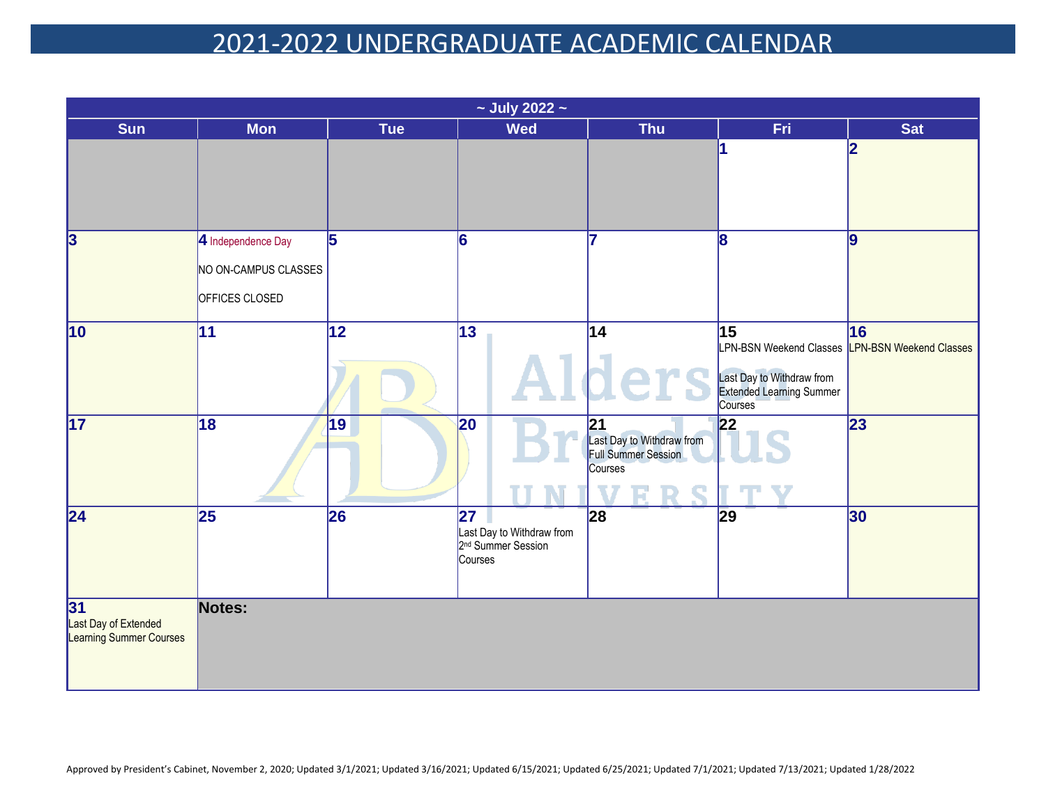# 2021-2022 UNDERGRADUATE ACADEMIC CALENDAR

| ~ July 2022 ~ | | | | | | |
|---|---|---|---|---|---|---|
| **Sun** | **Mon** | **Tue** | **Wed** | **Thu** | **Fri** | **Sat** |
| | | | | | **1** | **2** |
| **3** | **4** Independence Day<br>NO ON-CAMPUS CLASSES<br>OFFICES CLOSED | **5** | **6** | **7** | **8** | **9** |
| **10** | **11** | **12** | **13** | **14** | **15**<br>LPN-BSN Weekend Classes<br>Last Day to Withdraw from Extended Learning Summer Courses | **16**<br>LPN-BSN Weekend Classes |
| **17** | **18** | **19** | **20** | **21**<br>Last Day to Withdraw from Full Summer Session Courses | **22** | **23** |
| **24** | **25** | **26** | **27**<br>Last Day to Withdraw from 2nd Summer Session Courses | **28** | **29** | **30** |
| **31**<br>Last Day of Extended Learning Summer Courses | **Notes:** | | | | | |

Approved by President's Cabinet, November 2, 2020; Updated 3/1/2021; Updated 3/16/2021; Updated 6/15/2021; Updated 6/25/2021; Updated 7/1/2021; Updated 7/13/2021; Updated 1/28/2022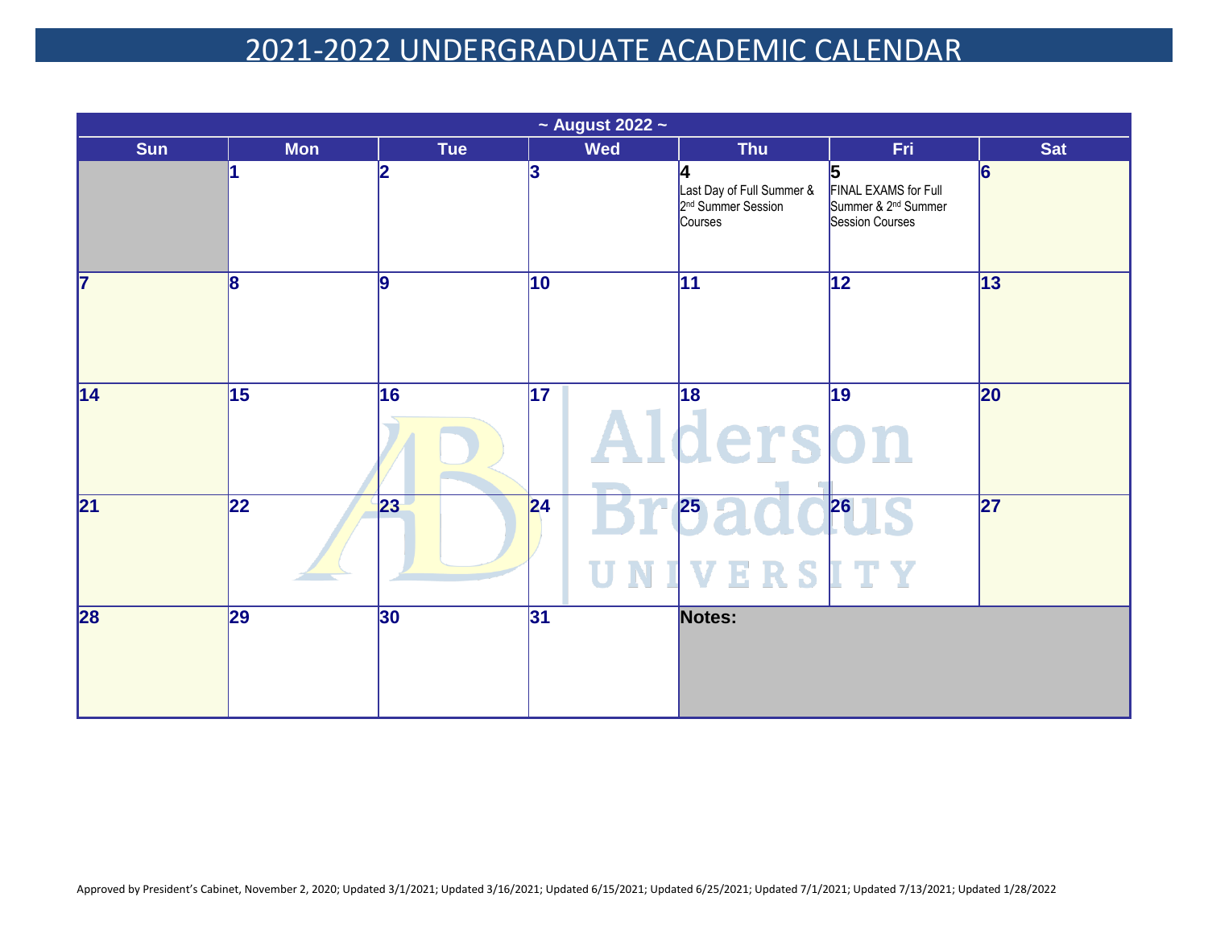# 2021-2022 UNDERGRADUATE ACADEMIC CALENDAR

| ~ August 2022 ~ | | | | | | |
|---|---|---|---|---|---|---|
| **Sun** | **Mon** | **Tue** | **Wed** | **Thu** | **Fri** | **Sat** |
| | **1** | **2** | **3** | **4** Last Day of Full Summer & 2nd Summer Session Courses | **5** FINAL EXAMS for Full Summer & 2nd Summer Session Courses | **6** |
| **7** | **8** | **9** | **10** | **11** | **12** | **13** |
| **14** | **15** | **16** | **17** | **18** | **19** | **20** |
| **21** | **22** | **23** | **24** | **25** | **26** | **27** |
| **28** | **29** | **30** | **31** | **Notes:** | | |

Approved by President's Cabinet, November 2, 2020; Updated 3/1/2021; Updated 3/16/2021; Updated 6/15/2021; Updated 6/25/2021; Updated 7/1/2021; Updated 7/13/2021; Updated 1/28/2022